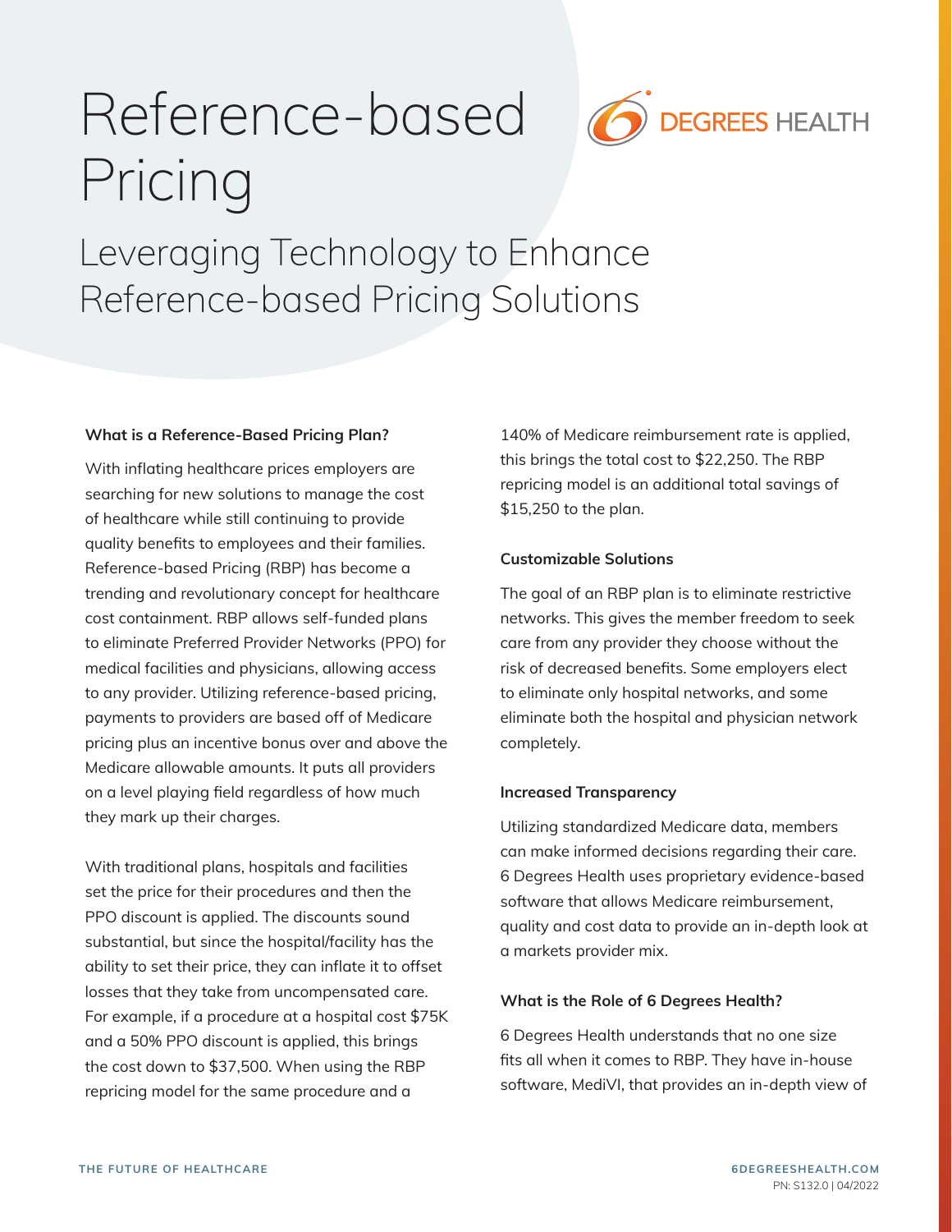# Reference-based Pricing

## Leveraging Technology to Enhance Reference-based Pricing Solutions

### What is a Reference-Based Pricing Plan?

With inflating healthcare prices employers are searching for new solutions to manage the cost of healthcare while still continuing to provide quality benefits to employees and their families. Reference-based Pricing (RBP) has become a trending and revolutionary concept for healthcare cost containment. RBP allows self-funded plans to eliminate Preferred Provider Networks (PPO) for medical facilities and physicians, allowing access to any provider. Utilizing reference-based pricing, payments to providers are based off of Medicare pricing plus an incentive bonus over and above the Medicare allowable amounts. It puts all providers on a level playing field regardless of how much they mark up their charges.

With traditional plans, hospitals and facilities set the price for their procedures and then the PPO discount is applied. The discounts sound substantial, but since the hospital/facility has the ability to set their price, they can inflate it to offset losses that they take from uncompensated care. For example, if a procedure at a hospital cost $75K and a 50% PPO discount is applied, this brings the cost down to $37,500. When using the RBP repricing model for the same procedure and a 140% of Medicare reimbursement rate is applied, this brings the total cost to $22,250. The RBP repricing model is an additional total savings of $15,250 to the plan.

### Customizable Solutions

The goal of an RBP plan is to eliminate restrictive networks. This gives the member freedom to seek care from any provider they choose without the risk of decreased benefits. Some employers elect to eliminate only hospital networks, and some eliminate both the hospital and physician network completely.

### Increased Transparency

Utilizing standardized Medicare data, members can make informed decisions regarding their care. 6 Degrees Health uses proprietary evidence-based software that allows Medicare reimbursement, quality and cost data to provide an in-depth look at a markets provider mix.

### What is the Role of 6 Degrees Health?

6 Degrees Health understands that no one size fits all when it comes to RBP. They have in-house software, MediVI, that provides an in-depth view of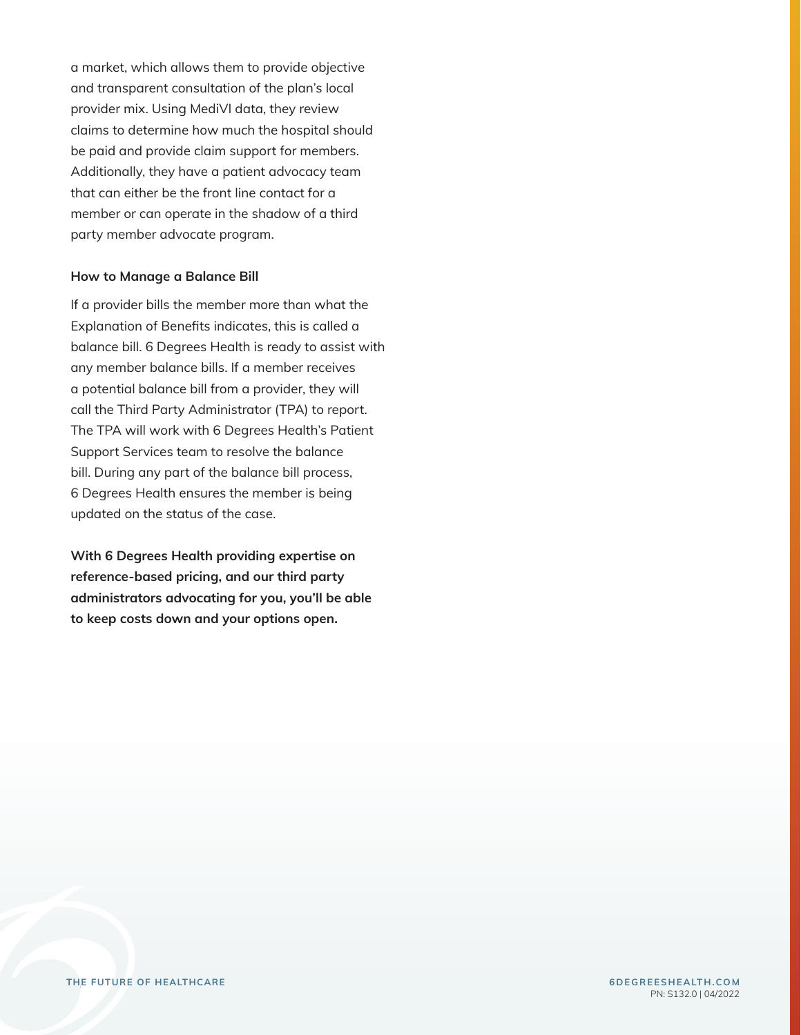a market, which allows them to provide objective and transparent consultation of the plan's local provider mix. Using MediVI data, they review claims to determine how much the hospital should be paid and provide claim support for members. Additionally, they have a patient advocacy team that can either be the front line contact for a member or can operate in the shadow of a third party member advocate program.

**How to Manage a Balance Bill**

If a provider bills the member more than what the Explanation of Benefits indicates, this is called a balance bill. 6 Degrees Health is ready to assist with any member balance bills. If a member receives a potential balance bill from a provider, they will call the Third Party Administrator (TPA) to report. The TPA will work with 6 Degrees Health's Patient Support Services team to resolve the balance bill. During any part of the balance bill process, 6 Degrees Health ensures the member is being updated on the status of the case.

**With 6 Degrees Health providing expertise on reference-based pricing, and our third party administrators advocating for you, you'll be able to keep costs down and your options open.**